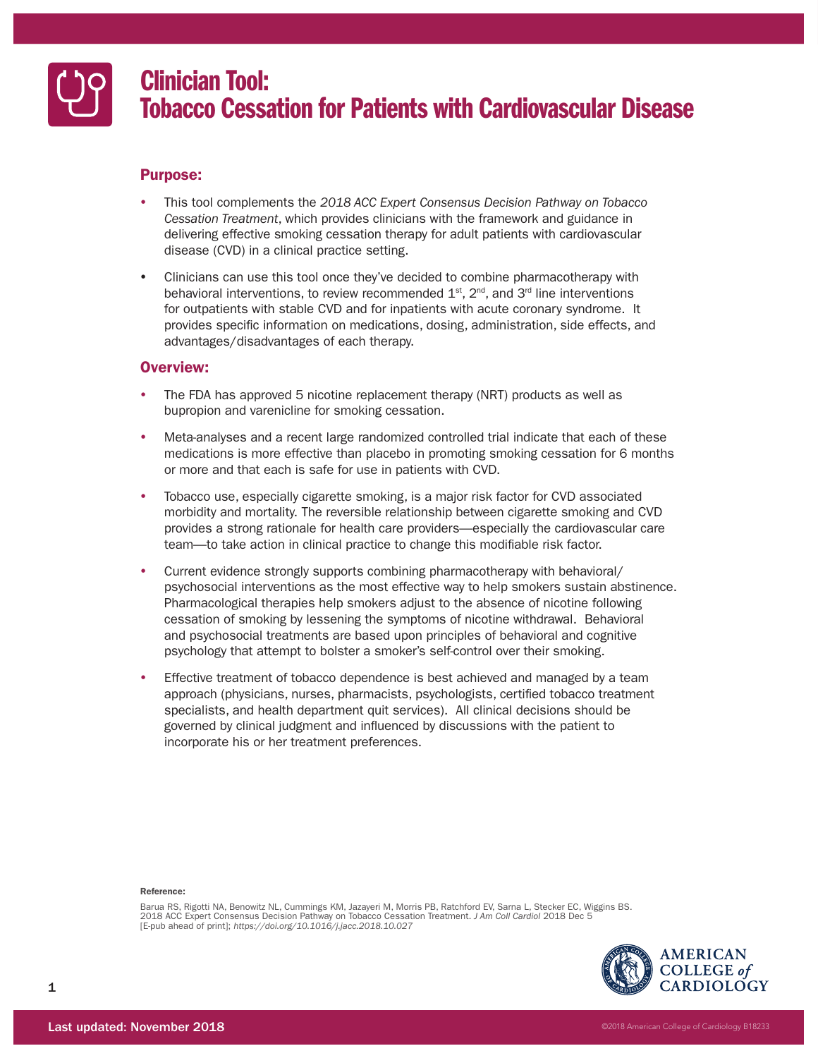# Clinician Tool: Tobacco Cessation for Patients with Cardiovascular Disease

## Purpose:

- This tool complements the *2018 ACC Expert Consensus Decision Pathway on Tobacco Cessation Treatment*, which provides clinicians with the framework and guidance in delivering effective smoking cessation therapy for adult patients with cardiovascular disease (CVD) in a clinical practice setting.
- Clinicians can use this tool once they've decided to combine pharmacotherapy with behavioral interventions, to review recommended 1st, 2nd, and 3rd line interventions for outpatients with stable CVD and for inpatients with acute coronary syndrome. It provides specific information on medications, dosing, administration, side effects, and advantages/disadvantages of each therapy.

## Overview:

- The FDA has approved 5 nicotine replacement therapy (NRT) products as well as bupropion and varenicline for smoking cessation.
- Meta-analyses and a recent large randomized controlled trial indicate that each of these medications is more effective than placebo in promoting smoking cessation for 6 months or more and that each is safe for use in patients with CVD.
- Tobacco use, especially cigarette smoking, is a major risk factor for CVD associated morbidity and mortality. The reversible relationship between cigarette smoking and CVD provides a strong rationale for health care providers—especially the cardiovascular care team—to take action in clinical practice to change this modifiable risk factor.
- Current evidence strongly supports combining pharmacotherapy with behavioral/psychosocial interventions as the most effective way to help smokers sustain abstinence. Pharmacological therapies help smokers adjust to the absence of nicotine following cessation of smoking by lessening the symptoms of nicotine withdrawal. Behavioral and psychosocial treatments are based upon principles of behavioral and cognitive psychology that attempt to bolster a smoker's self-control over their smoking.
- Effective treatment of tobacco dependence is best achieved and managed by a team approach (physicians, nurses, pharmacists, psychologists, certified tobacco treatment specialists, and health department quit services). All clinical decisions should be governed by clinical judgment and influenced by discussions with the patient to incorporate his or her treatment preferences.

**Reference:**

Barua RS, Rigotti NA, Benowitz NL, Cummings KM, Jazayeri M, Morris PB, Ratchford EV, Sarna L, Stecker EC, Wiggins BS. 2018 ACC Expert Consensus Decision Pathway on Tobacco Cessation Treatment. *J Am Coll Cardiol* 2018 Dec 5 [E-pub ahead of print]; *https://doi.org/10.1016/j.jacc.2018.10.027*

AMERICAN COLLEGE *of* CARDIOLOGY

Last updated: November 2018

©2018 American College of Cardiology B18233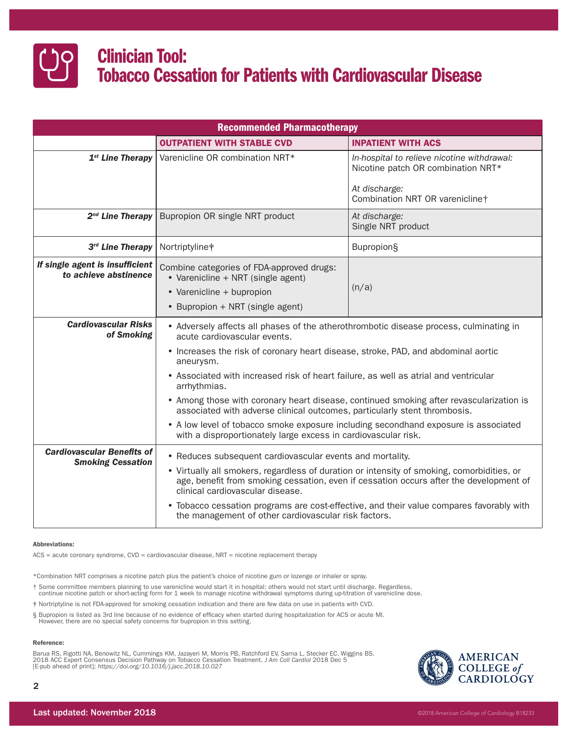# Clinician Tool: Tobacco Cessation for Patients with Cardiovascular Disease

| Recommended Pharmacotherapy | | |
|---|---|---|
| | **OUTPATIENT WITH STABLE CVD** | **INPATIENT WITH ACS** |
| ***1st Line Therapy*** | Varenicline OR combination NRT* | *In-hospital to relieve nicotine withdrawal:* Nicotine patch OR combination NRT*<br><br>*At discharge:* Combination NRT OR varenicline† |
| ***2nd Line Therapy*** | Bupropion OR single NRT product | *At discharge:* Single NRT product |
| ***3rd Line Therapy*** | Nortriptyline‡ | Bupropion§ |
| ***If single agent is insufficient to achieve abstinence*** | Combine categories of FDA-approved drugs:<br>• Varenicline + NRT (single agent)<br>• Varenicline + bupropion<br>• Bupropion + NRT (single agent) | (n/a) |
| ***Cardiovascular Risks of Smoking*** | • Adversely affects all phases of the atherothrombotic disease process, culminating in acute cardiovascular events.<br>• Increases the risk of coronary heart disease, stroke, PAD, and abdominal aortic aneurysm.<br>• Associated with increased risk of heart failure, as well as atrial and ventricular arrhythmias.<br>• Among those with coronary heart disease, continued smoking after revascularization is associated with adverse clinical outcomes, particularly stent thrombosis.<br>• A low level of tobacco smoke exposure including secondhand exposure is associated with a disproportionately large excess in cardiovascular risk. | |
| ***Cardiovascular Benefits of Smoking Cessation*** | • Reduces subsequent cardiovascular events and mortality.<br>• Virtually all smokers, regardless of duration or intensity of smoking, comorbidities, or age, benefit from smoking cessation, even if cessation occurs after the development of clinical cardiovascular disease.<br>• Tobacco cessation programs are cost-effective, and their value compares favorably with the management of other cardiovascular risk factors. | |

**Abbreviations:**

ACS = acute coronary syndrome, CVD = cardiovascular disease, NRT = nicotine replacement therapy

*Combination NRT comprises a nicotine patch plus the patient's choice of nicotine gum or lozenge or inhaler or spray.

† Some committee members planning to use varenicline would start it in hospital; others would not start until discharge. Regardless, continue nicotine patch or short-acting form for 1 week to manage nicotine withdrawal symptoms during up-titration of varenicline dose.

‡ Nortriptyline is not FDA-approved for smoking cessation indication and there are few data on use in patients with CVD.

§ Bupropion is listed as 3rd line because of no evidence of efficacy when started during hospitalization for ACS or acute MI. However, there are no special safety concerns for bupropion in this setting.

**Reference:**

Barua RS, Rigotti NA, Benowitz NL, Cummings KM, Jazayeri M, Morris PB, Ratchford EV, Sarna L, Stecker EC, Wiggins BS. 2018 ACC Expert Consensus Decision Pathway on Tobacco Cessation Treatment. *J Am Coll Cardiol* 2018 Dec 5 [E-pub ahead of print]; *https://doi.org/10.1016/j.jacc.2018.10.027*

AMERICAN COLLEGE of CARDIOLOGY

Last updated: November 2018

©2018 American College of Cardiology B18233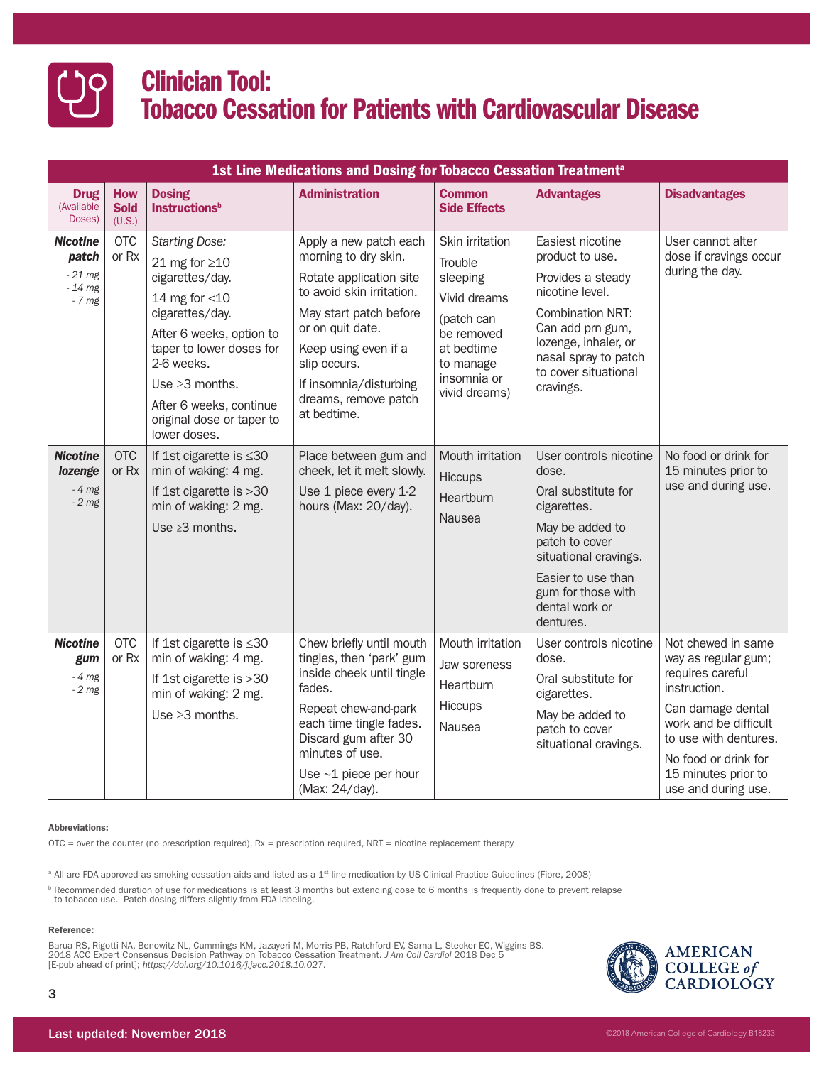# Clinician Tool: Tobacco Cessation for Patients with Cardiovascular Disease

| 1st Line Medications and Dosing for Tobacco Cessation Treatment[a] | | | | | | |
|---|---|---|---|---|---|---|
| **Drug** (Available Doses) | **How Sold** (U.S.) | **Dosing Instructions[b]** | **Administration** | **Common Side Effects** | **Advantages** | **Disadvantages** |
| ***Nicotine patch*** *- 21 mg - 14 mg - 7 mg* | OTC or Rx | *Starting Dose:* 21 mg for ≥10 cigarettes/day. 14 mg for <10 cigarettes/day. After 6 weeks, option to taper to lower doses for 2-6 weeks. Use ≥3 months. After 6 weeks, continue original dose or taper to lower doses. | Apply a new patch each morning to dry skin. Rotate application site to avoid skin irritation. May start patch before or on quit date. Keep using even if a slip occurs. If insomnia/disturbing dreams, remove patch at bedtime. | Skin irritation; Trouble sleeping; Vivid dreams (patch can be removed at bedtime to manage insomnia or vivid dreams) | Easiest nicotine product to use. Provides a steady nicotine level. Combination NRT: Can add prn gum, lozenge, inhaler, or nasal spray to patch to cover situational cravings. | User cannot alter dose if cravings occur during the day. |
| ***Nicotine lozenge*** *- 4 mg - 2 mg* | OTC or Rx | If 1st cigarette is ≤30 min of waking: 4 mg. If 1st cigarette is >30 min of waking: 2 mg. Use ≥3 months. | Place between gum and cheek, let it melt slowly. Use 1 piece every 1-2 hours (Max: 20/day). | Mouth irritation; Hiccups; Heartburn; Nausea | User controls nicotine dose. Oral substitute for cigarettes. May be added to patch to cover situational cravings. Easier to use than gum for those with dental work or dentures. | No food or drink for 15 minutes prior to use and during use. |
| ***Nicotine gum*** *- 4 mg - 2 mg* | OTC or Rx | If 1st cigarette is ≤30 min of waking: 4 mg. If 1st cigarette is >30 min of waking: 2 mg. Use ≥3 months. | Chew briefly until mouth tingles, then 'park' gum inside cheek until tingle fades. Repeat chew-and-park each time tingle fades. Discard gum after 30 minutes of use. Use ~1 piece per hour (Max: 24/day). | Mouth irritation; Jaw soreness; Heartburn; Hiccups; Nausea | User controls nicotine dose. Oral substitute for cigarettes. May be added to patch to cover situational cravings. | Not chewed in same way as regular gum; requires careful instruction. Can damage dental work and be difficult to use with dentures. No food or drink for 15 minutes prior to use and during use. |

**Abbreviations:**

OTC = over the counter (no prescription required), Rx = prescription required, NRT = nicotine replacement therapy

[a] All are FDA-approved as smoking cessation aids and listed as a 1st line medication by US Clinical Practice Guidelines (Fiore, 2008)

[b] Recommended duration of use for medications is at least 3 months but extending dose to 6 months is frequently done to prevent relapse to tobacco use. Patch dosing differs slightly from FDA labeling.

**Reference:**

Barua RS, Rigotti NA, Benowitz NL, Cummings KM, Jazayeri M, Morris PB, Ratchford EV, Sarna L, Stecker EC, Wiggins BS. 2018 ACC Expert Consensus Decision Pathway on Tobacco Cessation Treatment. *J Am Coll Cardiol* 2018 Dec 5 [E-pub ahead of print]; *https://doi.org/10.1016/j.jacc.2018.10.027*.

AMERICAN COLLEGE *of* CARDIOLOGY

Last updated: November 2018

©2018 American College of Cardiology B18233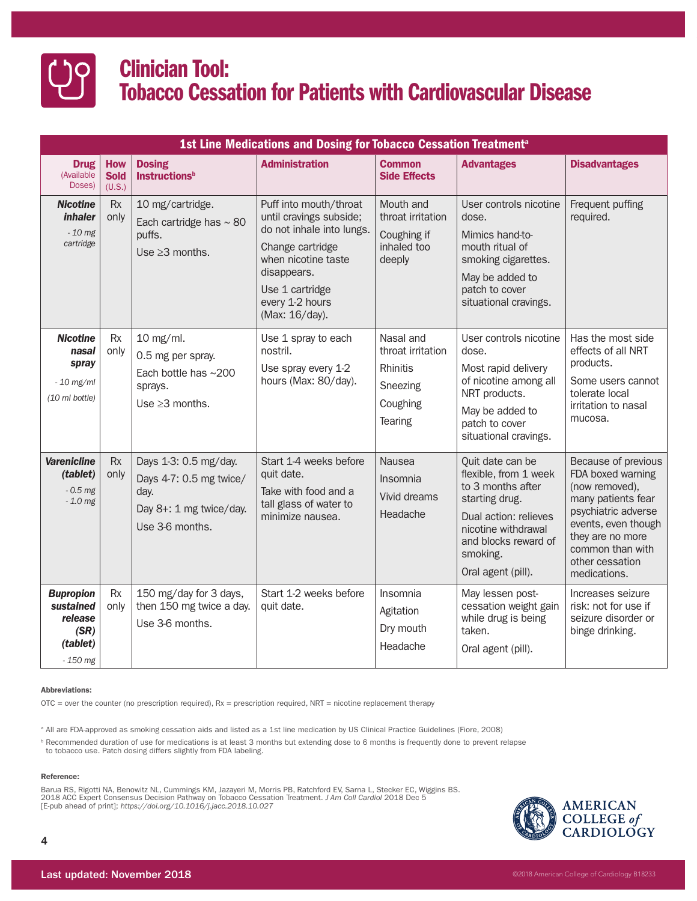# Clinician Tool: Tobacco Cessation for Patients with Cardiovascular Disease

| 1st Line Medications and Dosing for Tobacco Cessation Treatment[a] | | | | | | |
|---|---|---|---|---|---|---|
| **Drug** (Available Doses) | **How Sold** (U.S.) | **Dosing Instructions**[b] | **Administration** | **Common Side Effects** | **Advantages** | **Disadvantages** |
| ***Nicotine inhaler*** *- 10 mg cartridge* | Rx only | 10 mg/cartridge. Each cartridge has ~ 80 puffs. Use ≥3 months. | Puff into mouth/throat until cravings subside; do not inhale into lungs. Change cartridge when nicotine taste disappears. Use 1 cartridge every 1-2 hours (Max: 16/day). | Mouth and throat irritation. Coughing if inhaled too deeply | User controls nicotine dose. Mimics hand-to-mouth ritual of smoking cigarettes. May be added to patch to cover situational cravings. | Frequent puffing required. |
| ***Nicotine nasal spray*** *- 10 mg/ml (10 ml bottle)* | Rx only | 10 mg/ml. 0.5 mg per spray. Each bottle has ~200 sprays. Use ≥3 months. | Use 1 spray to each nostril. Use spray every 1-2 hours (Max: 80/day). | Nasal and throat irritation. Rhinitis. Sneezing. Coughing. Tearing | User controls nicotine dose. Most rapid delivery of nicotine among all NRT products. May be added to patch to cover situational cravings. | Has the most side effects of all NRT products. Some users cannot tolerate local irritation to nasal mucosa. |
| ***Varenicline (tablet)*** *- 0.5 mg - 1.0 mg* | Rx only | Days 1-3: 0.5 mg/day. Days 4-7: 0.5 mg twice/day. Day 8+: 1 mg twice/day. Use 3-6 months. | Start 1-4 weeks before quit date. Take with food and a tall glass of water to minimize nausea. | Nausea. Insomnia. Vivid dreams. Headache | Quit date can be flexible, from 1 week to 3 months after starting drug. Dual action: relieves nicotine withdrawal and blocks reward of smoking. Oral agent (pill). | Because of previous FDA boxed warning (now removed), many patients fear psychiatric adverse events, even though they are no more common than with other cessation medications. |
| ***Bupropion sustained release (SR) (tablet)*** *- 150 mg* | Rx only | 150 mg/day for 3 days, then 150 mg twice a day. Use 3-6 months. | Start 1-2 weeks before quit date. | Insomnia. Agitation. Dry mouth. Headache | May lessen post-cessation weight gain while drug is being taken. Oral agent (pill). | Increases seizure risk: not for use if seizure disorder or binge drinking. |

**Abbreviations:**

OTC = over the counter (no prescription required), Rx = prescription required, NRT = nicotine replacement therapy

[a] All are FDA-approved as smoking cessation aids and listed as a 1st line medication by US Clinical Practice Guidelines (Fiore, 2008)

[b] Recommended duration of use for medications is at least 3 months but extending dose to 6 months is frequently done to prevent relapse to tobacco use. Patch dosing differs slightly from FDA labeling.

**Reference:**

Barua RS, Rigotti NA, Benowitz NL, Cummings KM, Jazayeri M, Morris PB, Ratchford EV, Sarna L, Stecker EC, Wiggins BS. 2018 ACC Expert Consensus Decision Pathway on Tobacco Cessation Treatment. *J Am Coll Cardiol* 2018 Dec 5 [E-pub ahead of print]; *https://doi.org/10.1016/j.jacc.2018.10.027*

AMERICAN COLLEGE *of* CARDIOLOGY

Last updated: November 2018

©2018 American College of Cardiology B18233